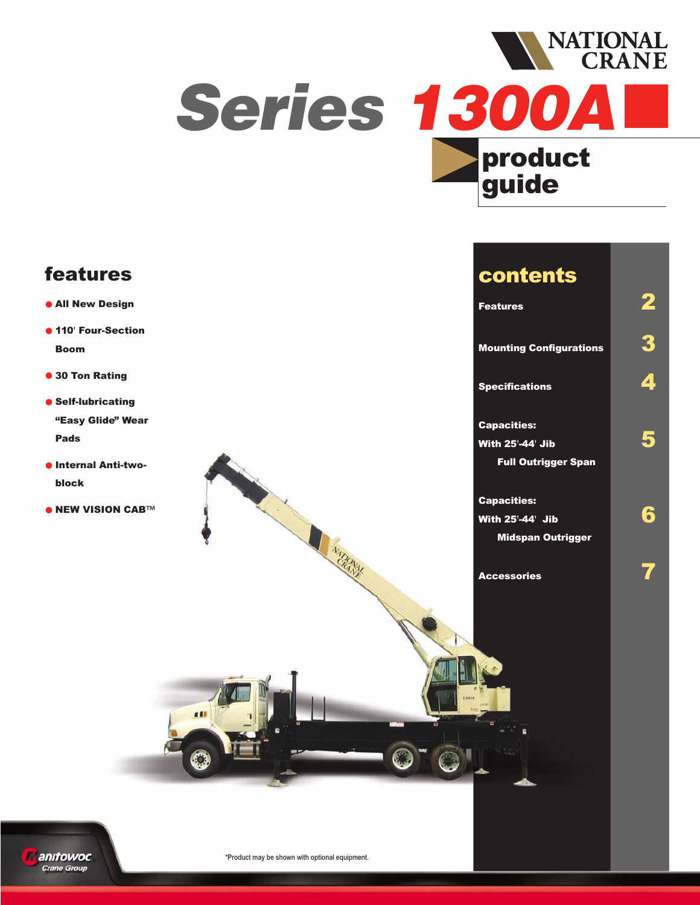NATIONAL CRANE

# Series 1300A

## product guide

## features

- All New Design
- 110' Four-Section Boom
- 30 Ton Rating
- Self-lubricating "Easy Glide" Wear Pads
- Internal Anti-two-block
- NEW VISION CAB™

## contents

| | |
|---|---|
| Features | 2 |
| Mounting Configurations | 3 |
| Specifications | 4 |
| Capacities: With 25'-44' Jib Full Outrigger Span | 5 |
| Capacities: With 25'-44' Jib Midspan Outrigger | 6 |
| Accessories | 7 |

*Product may be shown with optional equipment.

Manitowoc Crane Group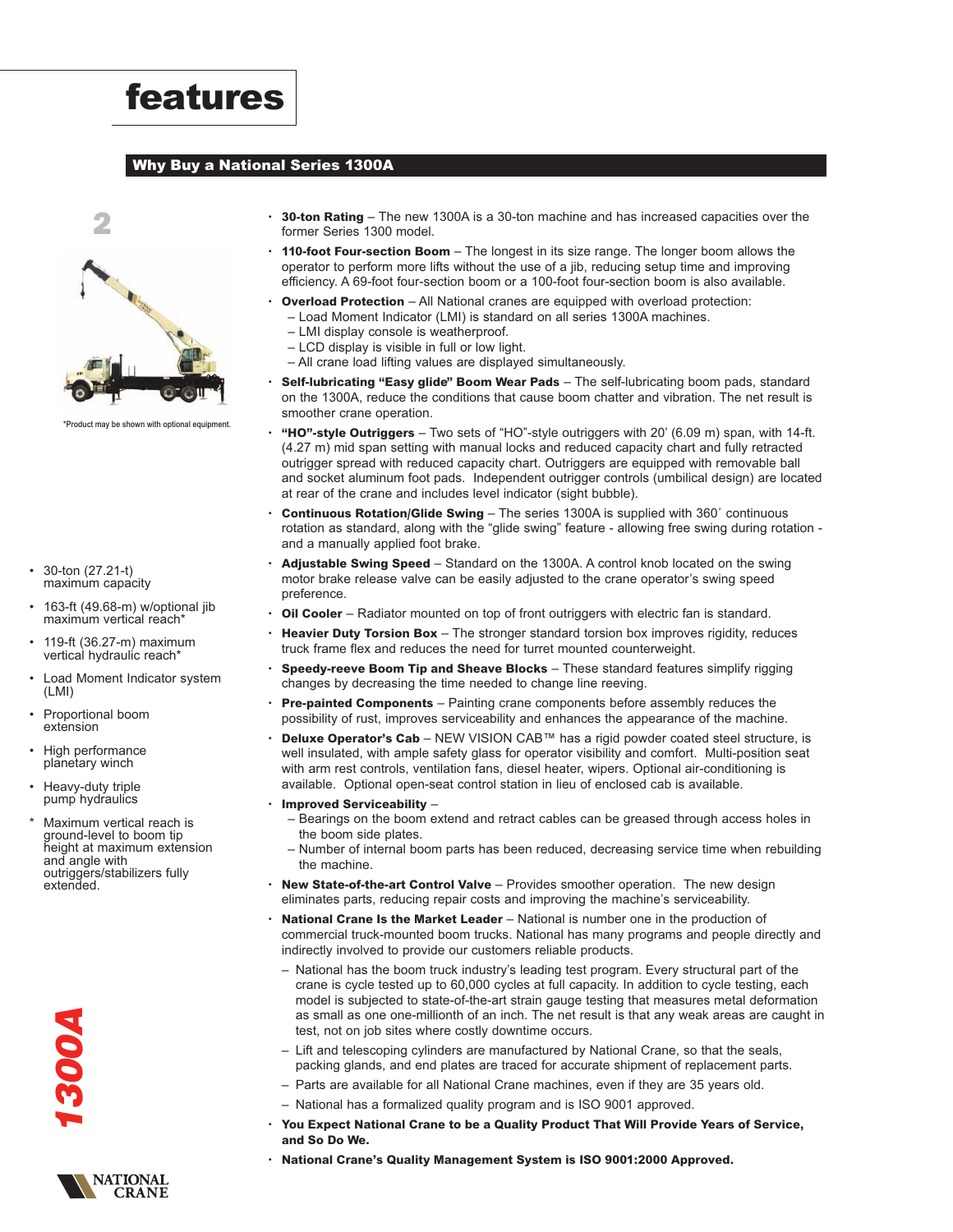# features

## Why Buy a National Series 1300A

*Product may be shown with optional equipment.

- 30-ton (27.21-t) maximum capacity
- 163-ft (49.68-m) w/optional jib maximum vertical reach*
- 119-ft (36.27-m) maximum vertical hydraulic reach*
- Load Moment Indicator system (LMI)
- Proportional boom extension
- High performance planetary winch
- Heavy-duty triple pump hydraulics

\* Maximum vertical reach is ground-level to boom tip height at maximum extension and angle with outriggers/stabilizers fully extended.

- **30-ton Rating** – The new 1300A is a 30-ton machine and has increased capacities over the former Series 1300 model.
- **110-foot Four-section Boom** – The longest in its size range. The longer boom allows the operator to perform more lifts without the use of a jib, reducing setup time and improving efficiency. A 69-foot four-section boom or a 100-foot four-section boom is also available.
- **Overload Protection** – All National cranes are equipped with overload protection:
  – Load Moment Indicator (LMI) is standard on all series 1300A machines.
  – LMI display console is weatherproof.
  – LCD display is visible in full or low light.
  – All crane load lifting values are displayed simultaneously.
- **Self-lubricating "Easy glide" Boom Wear Pads** – The self-lubricating boom pads, standard on the 1300A, reduce the conditions that cause boom chatter and vibration. The net result is smoother crane operation.
- **"HO"-style Outriggers** – Two sets of "HO"-style outriggers with 20' (6.09 m) span, with 14-ft. (4.27 m) mid span setting with manual locks and reduced capacity chart and fully retracted outrigger spread with reduced capacity chart. Outriggers are equipped with removable ball and socket aluminum foot pads. Independent outrigger controls (umbilical design) are located at rear of the crane and includes level indicator (sight bubble).
- **Continuous Rotation/Glide Swing** – The series 1300A is supplied with 360° continuous rotation as standard, along with the "glide swing" feature - allowing free swing during rotation - and a manually applied foot brake.
- **Adjustable Swing Speed** – Standard on the 1300A. A control knob located on the swing motor brake release valve can be easily adjusted to the crane operator's swing speed preference.
- **Oil Cooler** – Radiator mounted on top of front outriggers with electric fan is standard.
- **Heavier Duty Torsion Box** – The stronger standard torsion box improves rigidity, reduces truck frame flex and reduces the need for turret mounted counterweight.
- **Speedy-reeve Boom Tip and Sheave Blocks** – These standard features simplify rigging changes by decreasing the time needed to change line reeving.
- **Pre-painted Components** – Painting crane components before assembly reduces the possibility of rust, improves serviceability and enhances the appearance of the machine.
- **Deluxe Operator's Cab** – NEW VISION CAB™ has a rigid powder coated steel structure, is well insulated, with ample safety glass for operator visibility and comfort. Multi-position seat with arm rest controls, ventilation fans, diesel heater, wipers. Optional air-conditioning is available. Optional open-seat control station in lieu of enclosed cab is available.
- **Improved Serviceability** –
  – Bearings on the boom extend and retract cables can be greased through access holes in the boom side plates.
  – Number of internal boom parts has been reduced, decreasing service time when rebuilding the machine.
- **New State-of-the-art Control Valve** – Provides smoother operation. The new design eliminates parts, reducing repair costs and improving the machine's serviceability.
- **National Crane Is the Market Leader** – National is number one in the production of commercial truck-mounted boom trucks. National has many programs and people directly and indirectly involved to provide our customers reliable products.
  – National has the boom truck industry's leading test program. Every structural part of the crane is cycle tested up to 60,000 cycles at full capacity. In addition to cycle testing, each model is subjected to state-of-the-art strain gauge testing that measures metal deformation as small as one one-millionth of an inch. The net result is that any weak areas are caught in test, not on job sites where costly downtime occurs.
  – Lift and telescoping cylinders are manufactured by National Crane, so that the seals, packing glands, and end plates are traced for accurate shipment of replacement parts.
  – Parts are available for all National Crane machines, even if they are 35 years old.
  – National has a formalized quality program and is ISO 9001 approved.
- **You Expect National Crane to be a Quality Product That Will Provide Years of Service, and So Do We.**
- **National Crane's Quality Management System is ISO 9001:2000 Approved.**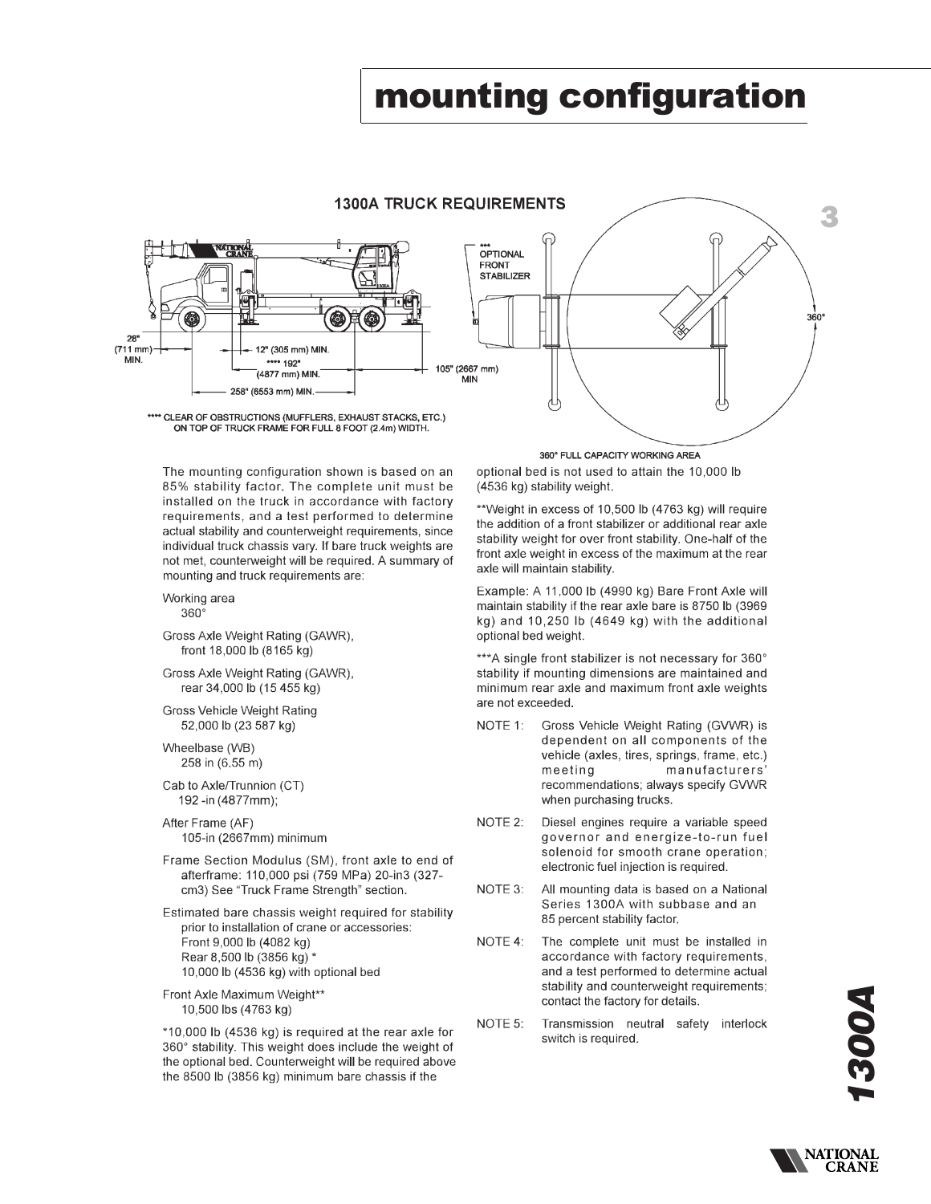# mounting configuration

## 1300A TRUCK REQUIREMENTS

28" (711 mm) MIN.

12" (305 mm) MIN.

**** 192" (4877 mm) MIN.

258" (6553 mm) MIN.

105" (2667 mm) MIN

*** OPTIONAL FRONT STABILIZER

360°

**** CLEAR OF OBSTRUCTIONS (MUFFLERS, EXHAUST STACKS, ETC.) ON TOP OF TRUCK FRAME FOR FULL 8 FOOT (2.4m) WIDTH.

360° FULL CAPACITY WORKING AREA

The mounting configuration shown is based on an 85% stability factor. The complete unit must be installed on the truck in accordance with factory requirements, and a test performed to determine actual stability and counterweight requirements, since individual truck chassis vary. If bare truck weights are not met, counterweight will be required. A summary of mounting and truck requirements are:

Working area
360°

Gross Axle Weight Rating (GAWR), front 18,000 lb (8165 kg)

Gross Axle Weight Rating (GAWR), rear 34,000 lb (15 455 kg)

Gross Vehicle Weight Rating
52,000 lb (23 587 kg)

Wheelbase (WB)
258 in (6.55 m)

Cab to Axle/Trunnion (CT)
192 -in (4877mm);

After Frame (AF)
105-in (2667mm) minimum

Frame Section Modulus (SM), front axle to end of afterframe: 110,000 psi (759 MPa) 20-in3 (327-cm3) See "Truck Frame Strength" section.

Estimated bare chassis weight required for stability prior to installation of crane or accessories:
Front 9,000 lb (4082 kg)
Rear 8,500 lb (3856 kg) *
10,000 lb (4536 kg) with optional bed

Front Axle Maximum Weight**
10,500 lbs (4763 kg)

*10,000 lb (4536 kg) is required at the rear axle for 360° stability. This weight does include the weight of the optional bed. Counterweight will be required above the 8500 lb (3856 kg) minimum bare chassis if the optional bed is not used to attain the 10,000 lb (4536 kg) stability weight.

**Weight in excess of 10,500 lb (4763 kg) will require the addition of a front stabilizer or additional rear axle stability weight for over front stability. One-half of the front axle weight in excess of the maximum at the rear axle will maintain stability.

Example: A 11,000 lb (4990 kg) Bare Front Axle will maintain stability if the rear axle bare is 8750 lb (3969 kg) and 10,250 lb (4649 kg) with the additional optional bed weight.

***A single front stabilizer is not necessary for 360° stability if mounting dimensions are maintained and minimum rear axle and maximum front axle weights are not exceeded.

NOTE 1: Gross Vehicle Weight Rating (GVWR) is dependent on all components of the vehicle (axles, tires, springs, frame, etc.) meeting manufacturers' recommendations; always specify GVWR when purchasing trucks.

NOTE 2: Diesel engines require a variable speed governor and energize-to-run fuel solenoid for smooth crane operation; electronic fuel injection is required.

NOTE 3: All mounting data is based on a National Series 1300A with subbase and an 85 percent stability factor.

NOTE 4: The complete unit must be installed in accordance with factory requirements, and a test performed to determine actual stability and counterweight requirements; contact the factory for details.

NOTE 5: Transmission neutral safety interlock switch is required.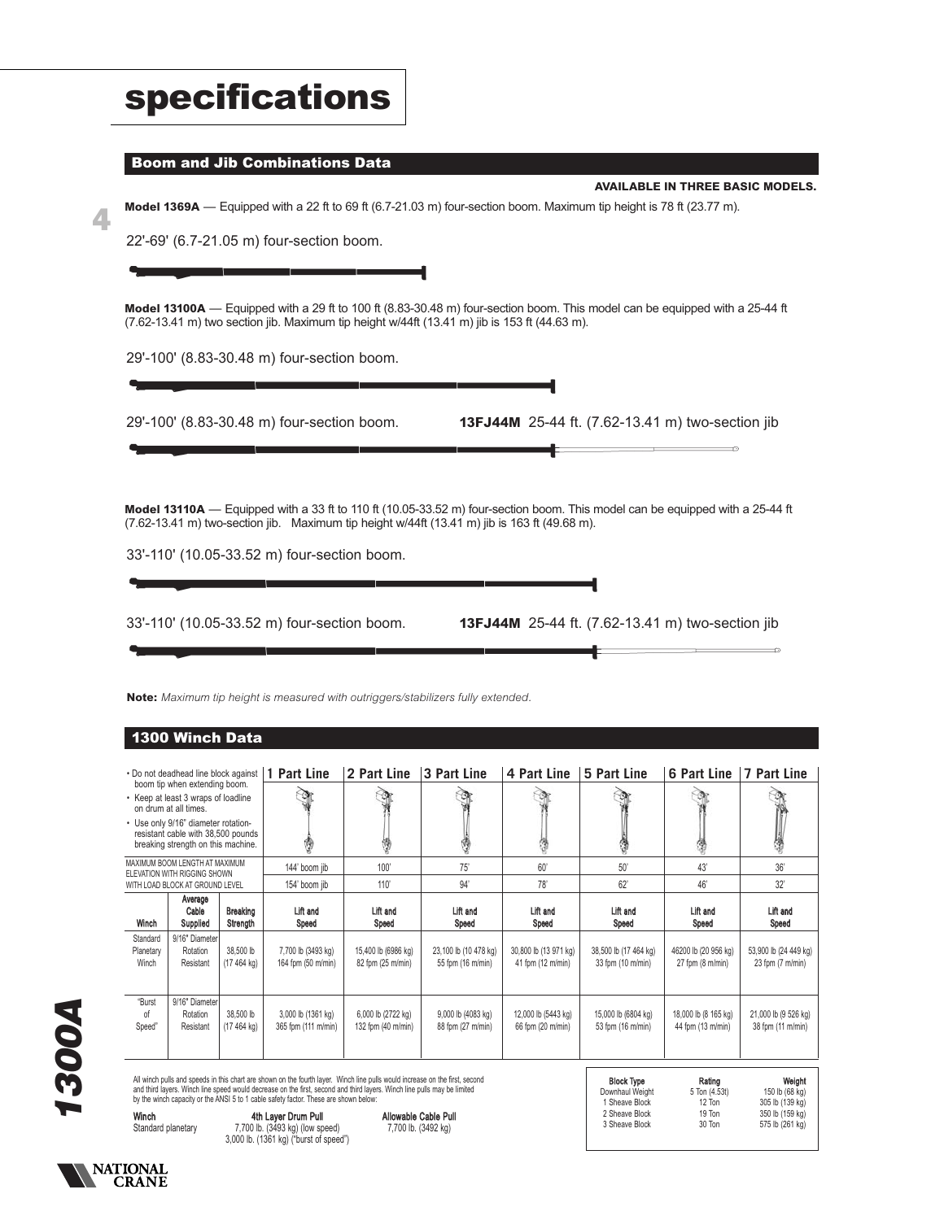# specifications

## Boom and Jib Combinations Data

**AVAILABLE IN THREE BASIC MODELS.**

**Model 1369A** — Equipped with a 22 ft to 69 ft (6.7-21.03 m) four-section boom. Maximum tip height is 78 ft (23.77 m).

22'-69' (6.7-21.05 m) four-section boom.

**Model 13100A** — Equipped with a 29 ft to 100 ft (8.83-30.48 m) four-section boom. This model can be equipped with a 25-44 ft (7.62-13.41 m) two section jib. Maximum tip height w/44ft (13.41 m) jib is 153 ft (44.63 m).

29'-100' (8.83-30.48 m) four-section boom.

29'-100' (8.83-30.48 m) four-section boom. **13FJ44M** 25-44 ft. (7.62-13.41 m) two-section jib

**Model 13110A** — Equipped with a 33 ft to 110 ft (10.05-33.52 m) four-section boom. This model can be equipped with a 25-44 ft (7.62-13.41 m) two-section jib. Maximum tip height w/44ft (13.41 m) jib is 163 ft (49.68 m).

33'-110' (10.05-33.52 m) four-section boom.

33'-110' (10.05-33.52 m) four-section boom. **13FJ44M** 25-44 ft. (7.62-13.41 m) two-section jib

**Note:** *Maximum tip height is measured with outriggers/stabilizers fully extended.*

## 1300 Winch Data

- Do not deadhead line block against boom tip when extending boom.
- Keep at least 3 wraps of loadline on drum at all times.
- Use only 9/16" diameter rotation-resistant cable with 38,500 pounds breaking strength on this machine.

| | | | 1 Part Line | 2 Part Line | 3 Part Line | 4 Part Line | 5 Part Line | 6 Part Line | 7 Part Line |
|---|---|---|---|---|---|---|---|---|---|
| MAXIMUM BOOM LENGTH AT MAXIMUM ELEVATION WITH RIGGING SHOWN | | | 144' boom jib | 100' | 75' | 60' | 50' | 43' | 36' |
| WITH LOAD BLOCK AT GROUND LEVEL | | | 154' boom jib | 110' | 94' | 78' | 62' | 46' | 32' |
| Winch | Average Cable Supplied | Breaking Strength | Lift and Speed | Lift and Speed | Lift and Speed | Lift and Speed | Lift and Speed | Lift and Speed | Lift and Speed |
| Standard Planetary Winch | 9/16" Diameter Rotation Resistant | 38,500 lb (17 464 kg) | 7,700 lb (3493 kg) 164 fpm (50 m/min) | 15,400 lb (6986 kg) 82 fpm (25 m/min) | 23,100 lb (10 478 kg) 55 fpm (16 m/min) | 30,800 lb (13 971 kg) 41 fpm (12 m/min) | 38,500 lb (17 464 kg) 33 fpm (10 m/min) | 46200 lb (20 956 kg) 27 fpm (8 m/min) | 53,900 lb (24 449 kg) 23 fpm (7 m/min) |
| "Burst of Speed" | 9/16" Diameter Rotation Resistant | 38,500 lb (17 464 kg) | 3,000 lb (1361 kg) 365 fpm (111 m/min) | 6,000 lb (2722 kg) 132 fpm (40 m/min) | 9,000 lb (4083 kg) 88 fpm (27 m/min) | 12,000 lb (5443 kg) 66 fpm (20 m/min) | 15,000 lb (6804 kg) 53 fpm (16 m/min) | 18,000 lb (8 165 kg) 44 fpm (13 m/min) | 21,000 lb (9 526 kg) 38 fpm (11 m/min) |

All winch pulls and speeds in this chart are shown on the fourth layer. Winch line pulls would increase on the first, second and third layers. Winch line speed would decrease on the first, second and third layers. Winch line pulls may be limited by the winch capacity or the ANSI 5 to 1 cable safety factor. These are shown below:

| Winch | 4th Layer Drum Pull | Allowable Cable Pull |
|---|---|---|
| Standard planetary | 7,700 lb. (3493 kg) (low speed) 3,000 lb. (1361 kg) ("burst of speed") | 7,700 lb. (3492 kg) |

| Block Type | Rating | Weight |
|---|---|---|
| Downhaul Weight | 5 Ton (4.53t) | 150 lb (68 kg) |
| 1 Sheave Block | 12 Ton | 305 lb (139 kg) |
| 2 Sheave Block | 19 Ton | 350 lb (159 kg) |
| 3 Sheave Block | 30 Ton | 575 lb (261 kg) |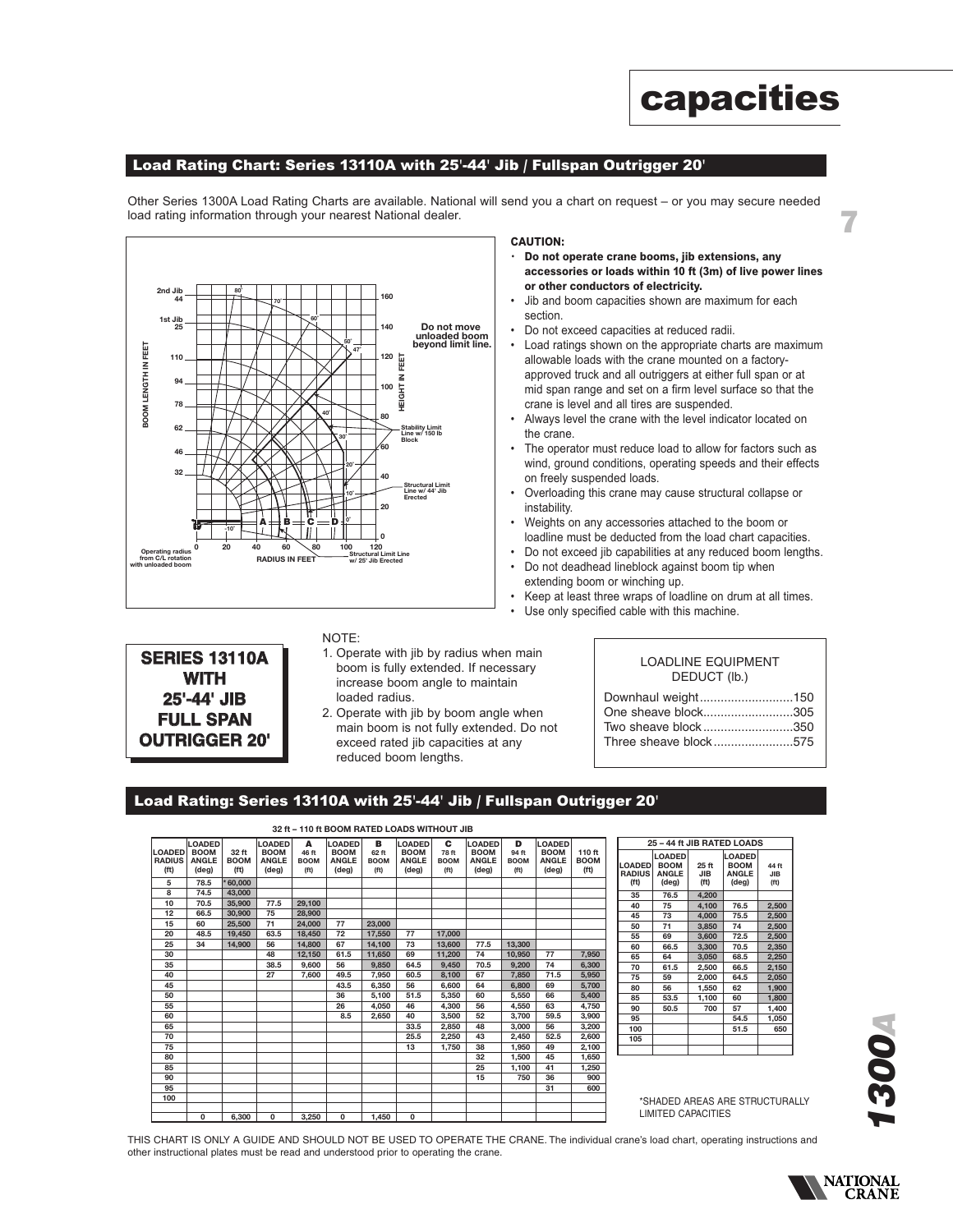# capacities

## Load Rating Chart: Series 13110A with 25'-44' Jib / Fullspan Outrigger 20'

Other Series 1300A Load Rating Charts are available. National will send you a chart on request – or you may secure needed load rating information through your nearest National dealer.

**CAUTION:**

- **Do not operate crane booms, jib extensions, any accessories or loads within 10 ft (3m) of live power lines or other conductors of electricity.**
- Jib and boom capacities shown are maximum for each section.
- Do not exceed capacities at reduced radii.
- Load ratings shown on the appropriate charts are maximum allowable loads with the crane mounted on a factory-approved truck and all outriggers at either full span or at mid span range and set on a firm level surface so that the crane is level and all tires are suspended.
- Always level the crane with the level indicator located on the crane.
- The operator must reduce load to allow for factors such as wind, ground conditions, operating speeds and their effects on freely suspended loads.
- Overloading this crane may cause structural collapse or instability.
- Weights on any accessories attached to the boom or loadline must be deducted from the load chart capacities.
- Do not exceed jib capabilities at any reduced boom lengths.
- Do not deadhead lineblock against boom tip when extending boom or winching up.
- Keep at least three wraps of loadline on drum at all times.
- Use only specified cable with this machine.

**SERIES 13110A WITH 25'-44' JIB FULL SPAN OUTRIGGER 20'**

NOTE:

1. Operate with jib by radius when main boom is fully extended. If necessary increase boom angle to maintain loaded radius.
2. Operate with jib by boom angle when main boom is not fully extended. Do not exceed rated jib capacities at any reduced boom lengths.

LOADLINE EQUIPMENT DEDUCT (lb.)

| | |
|---|---|
| Downhaul weight | 150 |
| One sheave block | 305 |
| Two sheave block | 350 |
| Three sheave block | 575 |

## Load Rating: Series 13110A with 25'-44' Jib / Fullspan Outrigger 20'

**32 ft – 110 ft BOOM RATED LOADS WITHOUT JIB**

| LOADED RADIUS (ft) | LOADED BOOM ANGLE (deg) | 32 ft BOOM (ft) | LOADED BOOM ANGLE (deg) | A 46 ft BOOM (ft) | LOADED BOOM ANGLE (deg) | B 62 ft BOOM (ft) | LOADED BOOM ANGLE (deg) | C 78 ft BOOM (ft) | LOADED BOOM ANGLE (deg) | D 94 ft BOOM (ft) | LOADED BOOM ANGLE (deg) | 110 ft BOOM (ft) |
|---|---|---|---|---|---|---|---|---|---|---|---|---|
| 5 | 78.5 | *60,000 | | | | | | | | | | |
| 8 | 74.5 | 43,000 | | | | | | | | | | |
| 10 | 70.5 | 35,900 | 77.5 | 29,100 | | | | | | | | |
| 12 | 66.5 | 30,900 | 75 | 28,900 | | | | | | | | |
| 15 | 60 | 25,500 | 71 | 24,000 | 77 | 23,000 | | | | | | |
| 20 | 48.5 | 19,450 | 63.5 | 18,450 | 72 | 17,550 | 77 | 17,000 | | | | |
| 25 | 34 | 14,900 | 56 | 14,800 | 67 | 14,100 | 73 | 13,600 | 77.5 | 13,300 | | |
| 30 | | | 48 | 12,150 | 61.5 | 11,650 | 69 | 11,200 | 74 | 10,950 | 77 | 7,950 |
| 35 | | | 38.5 | 9,600 | 56 | 9,850 | 64.5 | 9,450 | 70.5 | 9,200 | 74 | 6,300 |
| 40 | | | 27 | 7,600 | 49.5 | 7,950 | 60.5 | 8,100 | 67 | 7,850 | 71.5 | 5,950 |
| 45 | | | | | 43.5 | 6,350 | 56 | 6,600 | 64 | 6,800 | 69 | 5,700 |
| 50 | | | | | 36 | 5,100 | 51.5 | 5,350 | 60 | 5,550 | 66 | 5,400 |
| 55 | | | | | 26 | 4,050 | 46 | 4,300 | 56 | 4,550 | 63 | 4,750 |
| 60 | | | | | 8.5 | 2,650 | 40 | 3,500 | 52 | 3,700 | 59.5 | 3,900 |
| 65 | | | | | | | 33.5 | 2,850 | 48 | 3,000 | 56 | 3,200 |
| 70 | | | | | | | 25.5 | 2,250 | 43 | 2,450 | 52.5 | 2,600 |
| 75 | | | | | | | 13 | 1,750 | 38 | 1,950 | 49 | 2,100 |
| 80 | | | | | | | | | 32 | 1,500 | 45 | 1,650 |
| 85 | | | | | | | | | 25 | 1,100 | 41 | 1,250 |
| 90 | | | | | | | | | 15 | 750 | 36 | 900 |
| 95 | | | | | | | | | | | 31 | 600 |
| 100 | | | | | | | | | | | | |
| | | | | | | | | | | | | |
| | 0 | 6,300 | 0 | 3,250 | 0 | 1,450 | 0 | | | | | |

**25 – 44 ft JIB RATED LOADS**

| LOADED RADIUS (ft) | LOADED BOOM ANGLE (deg) | 25 ft JIB (ft) | LOADED BOOM ANGLE (deg) | 44 ft JIB (ft) |
|---|---|---|---|---|
| 35 | 76.5 | 4,200 | | |
| 40 | 75 | 4,100 | 76.5 | 2,500 |
| 45 | 73 | 4,000 | 75.5 | 2,500 |
| 50 | 71 | 3,850 | 74 | 2,500 |
| 55 | 69 | 3,600 | 72.5 | 2,500 |
| 60 | 66.5 | 3,300 | 70.5 | 2,350 |
| 65 | 64 | 3,050 | 68.5 | 2,250 |
| 70 | 61.5 | 2,500 | 66.5 | 2,150 |
| 75 | 59 | 2,000 | 64.5 | 2,050 |
| 80 | 56 | 1,550 | 62 | 1,900 |
| 85 | 53.5 | 1,100 | 60 | 1,800 |
| 90 | 50.5 | 700 | 57 | 1,400 |
| 95 | | | 54.5 | 1,050 |
| 100 | | | 51.5 | 650 |
| 105 | | | | |

*SHADED AREAS ARE STRUCTURALLY LIMITED CAPACITIES

THIS CHART IS ONLY A GUIDE AND SHOULD NOT BE USED TO OPERATE THE CRANE. The individual crane's load chart, operating instructions and other instructional plates must be read and understood prior to operating the crane.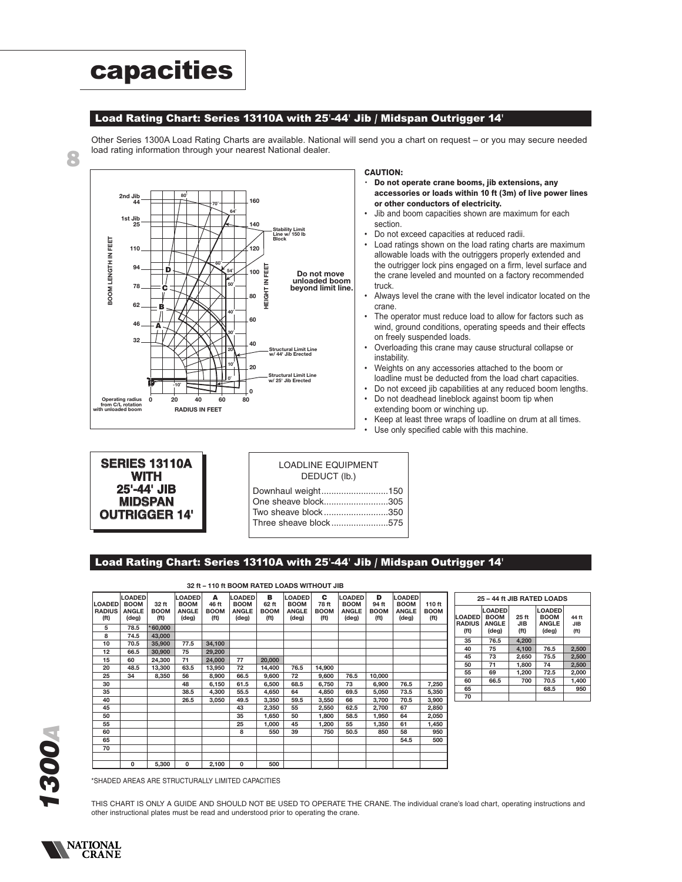# capacities

## Load Rating Chart: Series 13110A with 25'-44' Jib / Midspan Outrigger 14'

Other Series 1300A Load Rating Charts are available. National will send you a chart on request – or you may secure needed load rating information through your nearest National dealer.

2nd Jib 44
1st Jib 25
110
94
78
62
46
32

BOOM LENGTH IN FEET

HEIGHT IN FEET

RADIUS IN FEET

Operating radius from C/L rotation with unloaded boom

Stability Limit Line w/ 150 lb Block

Do not move unloaded boom beyond limit line.

Structural Limit Line w/ 44' Jib Erected

Structural Limit Line w/ 25' Jib Erected

**CAUTION:**

- **Do not operate crane booms, jib extensions, any accessories or loads within 10 ft (3m) of live power lines or other conductors of electricity.**
- Jib and boom capacities shown are maximum for each section.
- Do not exceed capacities at reduced radii.
- Load ratings shown on the load rating charts are maximum allowable loads with the outriggers properly extended and the outrigger lock pins engaged on a firm, level surface and the crane leveled and mounted on a factory recommended truck.
- Always level the crane with the level indicator located on the crane.
- The operator must reduce load to allow for factors such as wind, ground conditions, operating speeds and their effects on freely suspended loads.
- Overloading this crane may cause structural collapse or instability.
- Weights on any accessories attached to the boom or loadline must be deducted from the load chart capacities.
- Do not exceed jib capabilities at any reduced boom lengths.
- Do not deadhead lineblock against boom tip when extending boom or winching up.
- Keep at least three wraps of loadline on drum at all times.
- Use only specified cable with this machine.

**SERIES 13110A WITH 25'-44' JIB MIDSPAN OUTRIGGER 14'**

LOADLINE EQUIPMENT DEDUCT (lb.)

Downhaul weight..........................150
One sheave block..........................305
Two sheave block..........................350
Three sheave block.......................575

## Load Rating Chart: Series 13110A with 25'-44' Jib / Midspan Outrigger 14'

**32 ft – 110 ft BOOM RATED LOADS WITHOUT JIB**

| LOADED RADIUS (ft) | LOADED BOOM ANGLE (deg) | 32 ft BOOM (ft) | LOADED BOOM ANGLE (deg) | A 46 ft BOOM (ft) | LOADED BOOM ANGLE (deg) | B 62 ft BOOM (ft) | LOADED BOOM ANGLE (deg) | C 78 ft BOOM (ft) | LOADED BOOM ANGLE (deg) | D 94 ft BOOM (ft) | LOADED BOOM ANGLE (deg) | 110 ft BOOM (ft) |
|---|---|---|---|---|---|---|---|---|---|---|---|---|
| 5 | 78.5 | *60,000 | | | | | | | | | | |
| 8 | 74.5 | 43,000 | | | | | | | | | | |
| 10 | 70.5 | 35,900 | 77.5 | 34,100 | | | | | | | | |
| 12 | 66.5 | 30,900 | 75 | 29,200 | | | | | | | | |
| 15 | 60 | 24,300 | 71 | 24,000 | 77 | 20,000 | | | | | | |
| 20 | 48.5 | 13,300 | 63.5 | 13,950 | 72 | 14,400 | 76.5 | 14,900 | | | | |
| 25 | 34 | 8,350 | 56 | 8,900 | 66.5 | 9,600 | 72 | 9,600 | 76.5 | 10,000 | | |
| 30 | | | 48 | 6,150 | 61.5 | 6,500 | 68.5 | 6,750 | 73 | 6,900 | 76.5 | 7,250 |
| 35 | | | 38.5 | 4,300 | 55.5 | 4,650 | 64 | 4,850 | 69.5 | 5,050 | 73.5 | 5,350 |
| 40 | | | 26.5 | 3,050 | 49.5 | 3,350 | 59.5 | 3,550 | 66 | 3,700 | 70.5 | 3,900 |
| 45 | | | | | 43 | 2,350 | 55 | 2,550 | 62.5 | 2,700 | 67 | 2,850 |
| 50 | | | | | 35 | 1,650 | 50 | 1,800 | 58.5 | 1,950 | 64 | 2,050 |
| 55 | | | | | 25 | 1,000 | 45 | 1,200 | 55 | 1,350 | 61 | 1,450 |
| 60 | | | | | 8 | 550 | 39 | 750 | 50.5 | 850 | 58 | 950 |
| 65 | | | | | | | | | | | 54.5 | 500 |
| 70 | | | | | | | | | | | | |
| | | | | | | | | | | | | |
| | 0 | 5,300 | 0 | 2,100 | 0 | 500 | | | | | | |

**25 – 44 ft JIB RATED LOADS**

| LOADED RADIUS (ft) | LOADED BOOM ANGLE (deg) | 25 ft JIB (ft) | LOADED BOOM ANGLE (deg) | 44 ft JIB (ft) |
|---|---|---|---|---|
| 35 | 76.5 | 4,200 | | |
| 40 | 75 | 4,100 | 76.5 | 2,500 |
| 45 | 73 | 2,650 | 75.5 | 2,500 |
| 50 | 71 | 1,800 | 74 | 2,500 |
| 55 | 69 | 1,200 | 72.5 | 2,000 |
| 60 | 66.5 | 700 | 70.5 | 1,400 |
| 65 | | | 68.5 | 950 |
| 70 | | | | |

*SHADED AREAS ARE STRUCTURALLY LIMITED CAPACITIES

THIS CHART IS ONLY A GUIDE AND SHOULD NOT BE USED TO OPERATE THE CRANE. The individual crane's load chart, operating instructions and other instructional plates must be read and understood prior to operating the crane.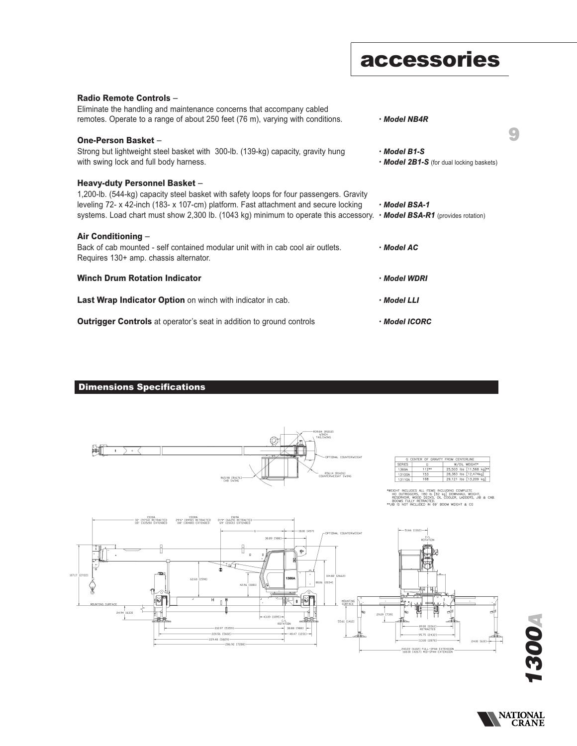# accessories

**Radio Remote Controls** –
Eliminate the handling and maintenance concerns that accompany cabled remotes. Operate to a range of about 250 feet (76 m), varying with conditions.
· ***Model NB4R***

**One-Person Basket** –
Strong but lightweight steel basket with 300-lb. (139-kg) capacity, gravity hung with swing lock and full body harness.
· ***Model B1-S***
· ***Model 2B1-S*** (for dual locking baskets)

**Heavy-duty Personnel Basket** –
1,200-lb. (544-kg) capacity steel basket with safety loops for four passengers. Gravity leveling 72- x 42-inch (183- x 107-cm) platform. Fast attachment and secure locking systems. Load chart must show 2,300 lb. (1043 kg) minimum to operate this accessory.
· ***Model BSA-1***
· ***Model BSA-R1*** (provides rotation)

**Air Conditioning** –
Back of cab mounted - self contained modular unit with in cab cool air outlets. Requires 130+ amp. chassis alternator.
· ***Model AC***

**Winch Drum Rotation Indicator**
· ***Model WDRI***

**Last Wrap Indicator Option** on winch with indicator in cab.
· ***Model LLI***

**Outrigger Controls** at operator's seat in addition to ground controls
· ***Model ICORC***

## Dimensions Specifications

| G CENTER OF GRAVITY FROM CENTERLINE | | |
|---|---|---|
| SERIES | G | W/OIL WEIGHT* |
| 1369A | 112** | 25,503 lbs [11,568 kg]** |
| 13100A | 153 | 28,383 lbs [12,474kg] |
| 13110A | 168 | 29,121 lbs [13,209 kg] |

*WEIGHT INCLUDES ALL ITEMS INCLUDING COMPLETE HD OUTRIGGERS, 180 lb [82 kg] DOWNHAUL WEIGHT, RESERVOIR, WOOD DECKS, OIL COOLER, LADDERS, JIB & CAB. BOOMS FULLY RETRACTED.
**JIB IS NOT INCLUDED IN 69' BOOM WEIGHT & CG

13110A 32' (9754) RETRACTED 110' (33528) EXTENDED
13100A 29'6" (8992) RETRACTED 100' (30480) EXTENDED
1369A 21'9" (6629) RETRACTED 69' (21031) EXTENDED

R39.84 (R1012) WINCH TAILSWING · OPTIONAL COUNTERWEIGHT · R56.14 (R1426) COUNTERWEIGHT SWING · R65.98 (R1676) CAB SWING

107.17 (2722) · 62.60 (1590) · 42.56 (1081) · 38.89 (988) · 18.00 (457) · 104.82 (2662) · 80.06 (2034) · 24.94 (633) · 43.09 (1095) · C/L ROTATION · 38.88 (988) · 48.47 (1231) · 210.97 (5359) · 220.56 (5602) · 229.48 (5829) · 286.92 (7288) · MOUNTING SURFACE

51.66 (1312) · C/L ROTATION · 55.61 (1412) · 29.09 (739) · 89.00 (2261) RETRACTED · 95.75 (2432) · 113.00 (2870) · 24.00 (610) · 240.22 (6102) FULL-SPAN EXTENSION 168.00 (4267) MID-SPAN EXTENSION

1300A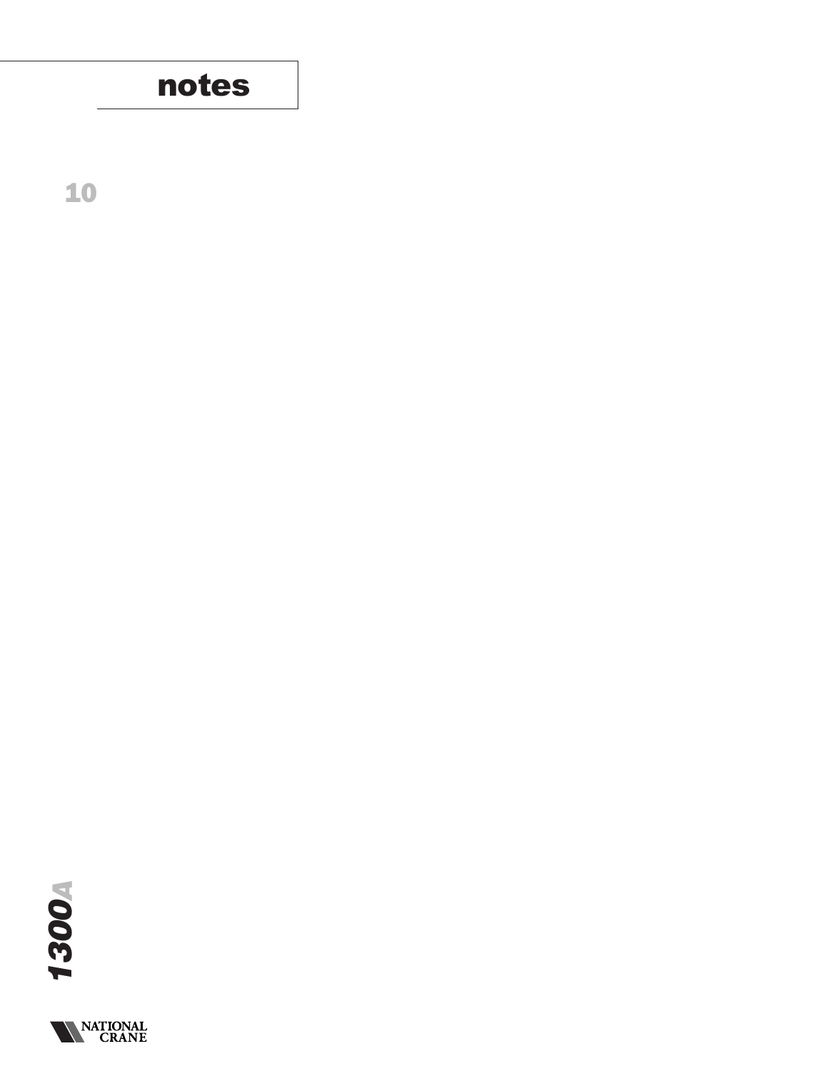# notes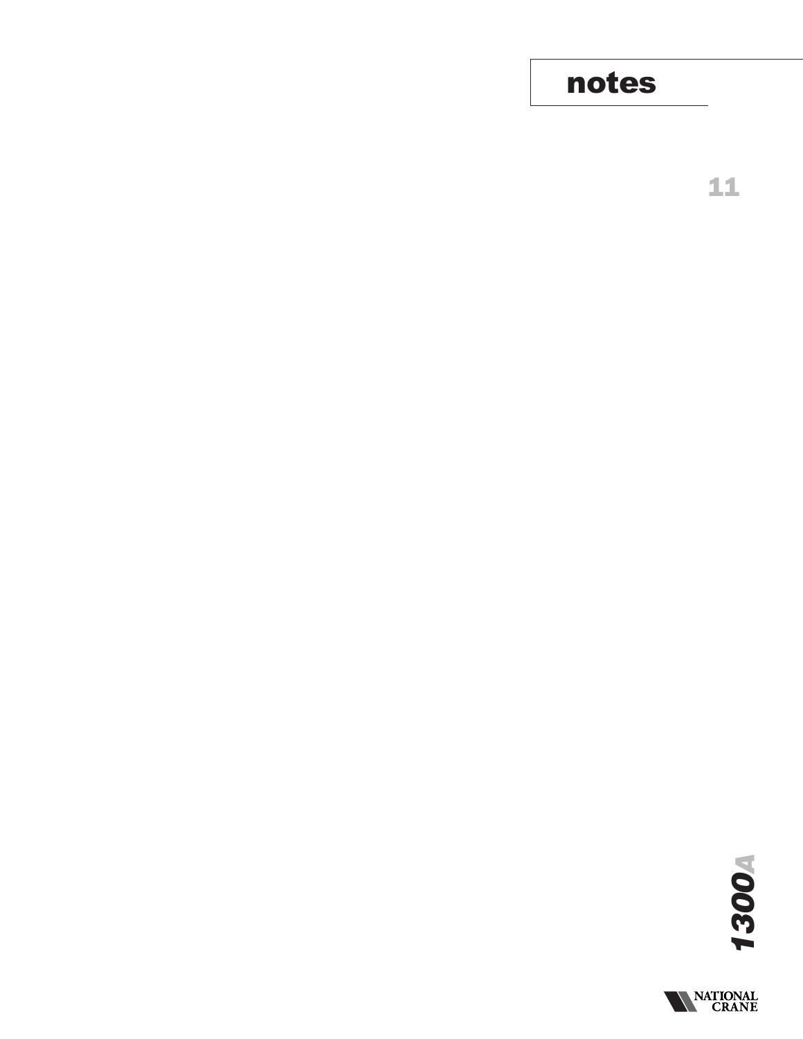# notes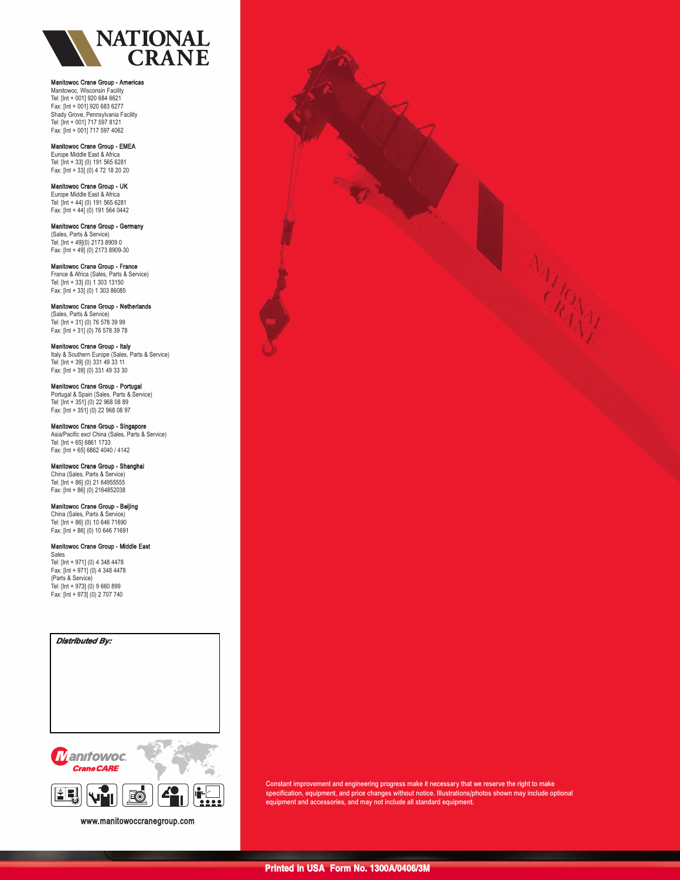NATIONAL CRANE

**Manitowoc Crane Group - Americas**
Manitowoc, Wisconsin Facility
Tel: [Int + 001] 920 684 6621
Fax: [Int + 001] 920 683 6277
Shady Grove, Pennsylvania Facility
Tel: [Int + 001] 717 597 8121
Fax: [Int + 001] 717 597 4062

**Manitowoc Crane Group - EMEA**
Europe Middle East & Africa
Tel: [Int + 33] (0) 191 565 6281
Fax: [Int + 33] (0) 4 72 18 20 20

**Manitowoc Crane Group - UK**
Europe Middle East & Africa
Tel: [Int + 44] (0) 191 565 6281
Fax: [Int + 44] (0) 191 564 0442

**Manitowoc Crane Group - Germany**
(Sales, Parts & Service)
Tel: [Int + 49](0) 2173 8909 0
Fax: [Int + 49] (0) 2173 8909-30

**Manitowoc Crane Group - France**
France & Africa (Sales, Parts & Service)
Tel: [Int + 33] (0) 1 303 13150
Fax: [Int + 33] (0) 1 303 86085

**Manitowoc Crane Group - Netherlands**
(Sales, Parts & Service)
Tel: [Int + 31] (0) 76 578 39 99
Fax: [Int + 31] (0) 76 578 39 78

**Manitowoc Crane Group - Italy**
Italy & Southern Europe (Sales, Parts & Service)
Tel: [Int + 39] (0) 331 49 33 11
Fax: [Int + 39] (0) 331 49 33 30

**Manitowoc Crane Group - Portugal**
Portugal & Spain (Sales, Parts & Service)
Tel: [Int + 351] (0) 22 968 08 89
Fax: [Int + 351] (0) 22 968 08 97

**Manitowoc Crane Group - Singapore**
Asia/Pacific excl China (Sales, Parts & Service)
Tel: [Int + 65] 6861 1733
Fax: [Int + 65] 6862 4040 / 4142

**Manitowoc Crane Group - Shanghai**
China (Sales, Parts & Service)
Tel: [Int + 86] (0) 21 64955555
Fax: [Int + 86] (0) 2164852038

**Manitowoc Crane Group - Beijing**
China (Sales, Parts & Service)
Tel: [Int + 86] (0) 10 646 71690
Fax: [Int + 86] (0) 10 646 71691

**Manitowoc Crane Group - Middle East**
Sales
Tel: [Int + 971] (0) 4 348 4478
Fax: [Int + 971] (0) 4 348 4478
(Parts & Service)
Tel: [Int + 973] (0) 9 660 899
Fax: [Int + 973] (0) 2 707 740

***Distributed By:***

Manitowoc Crane CARE

www.manitowoccranegroup.com

Constant improvement and engineering progress make it necessary that we reserve the right to make specification, equipment, and price changes without notice. Illustrations/photos shown may include optional equipment and accessories, and may not include all standard equipment.

**Printed in USA Form No. 1300A/0406/3M**